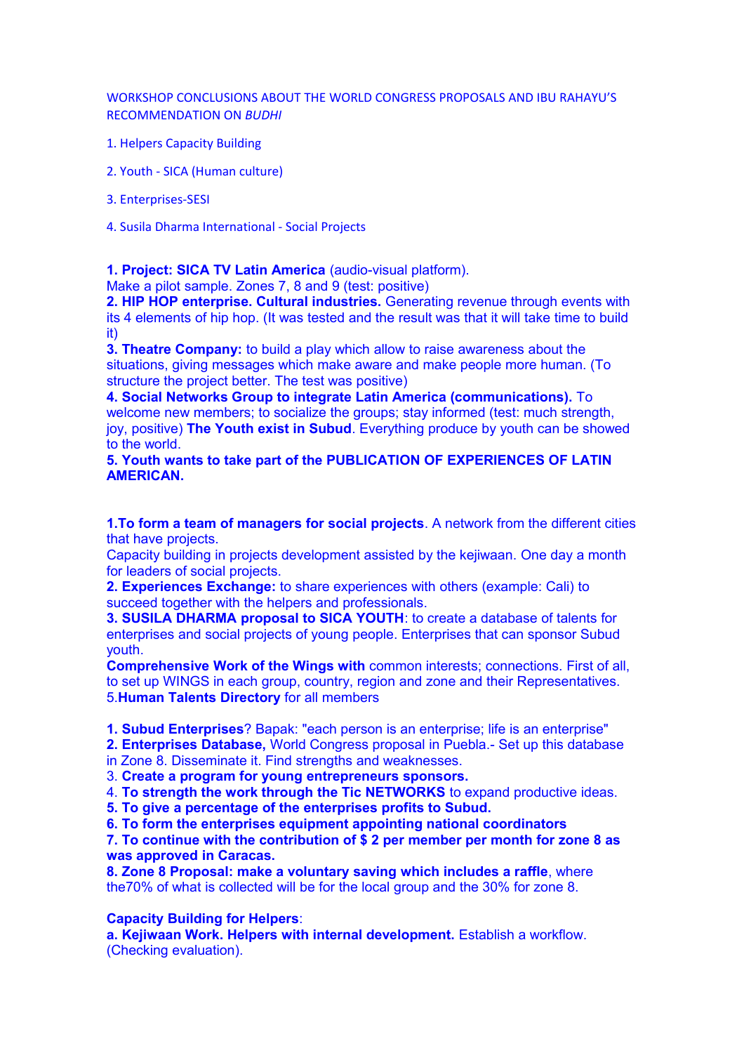WORKSHOP CONCLUSIONS ABOUT THE WORLD CONGRESS PROPOSALS AND IBU RAHAYU'S RECOMMENDATION ON *BUDHI*

1. Helpers Capacity Building

2. Youth - SICA (Human culture)

3. Enterprises-SESI

4. Susila Dharma International - Social Projects

**1. Project: SICA TV Latin America** (audio-visual platform).
Make a pilot sample. Zones 7, 8 and 9 (test: positive)
**2. HIP HOP enterprise. Cultural industries.** Generating revenue through events with its 4 elements of hip hop. (It was tested and the result was that it will take time to build it)
**3. Theatre Company:** to build a play which allow to raise awareness about the situations, giving messages which make aware and make people more human. (To structure the project better. The test was positive)
**4. Social Networks Group to integrate Latin America (communications).** To welcome new members; to socialize the groups; stay informed (test: much strength, joy, positive) **The Youth exist in Subud**. Everything produce by youth can be showed to the world.
**5. Youth wants to take part of the PUBLICATION OF EXPERIENCES OF LATIN AMERICAN.**

**1.To form a team of managers for social projects**. A network from the different cities that have projects.
Capacity building in projects development assisted by the kejiwaan. One day a month for leaders of social projects.
**2. Experiences Exchange:** to share experiences with others (example: Cali) to succeed together with the helpers and professionals.
**3. SUSILA DHARMA proposal to SICA YOUTH**: to create a database of talents for enterprises and social projects of young people. Enterprises that can sponsor Subud youth.
**Comprehensive Work of the Wings with** common interests; connections. First of all, to set up WINGS in each group, country, region and zone and their Representatives.
5.**Human Talents Directory** for all members

**1. Subud Enterprises**? Bapak: "each person is an enterprise; life is an enterprise"
**2. Enterprises Database,** World Congress proposal in Puebla.- Set up this database in Zone 8. Disseminate it. Find strengths and weaknesses.
3. **Create a program for young entrepreneurs sponsors.**
4. **To strength the work through the Tic NETWORKS** to expand productive ideas.
**5. To give a percentage of the enterprises profits to Subud.**
**6. To form the enterprises equipment appointing national coordinators**
**7. To continue with the contribution of $ 2 per member per month for zone 8 as was approved in Caracas.**
**8. Zone 8 Proposal: make a voluntary saving which includes a raffle**, where the70% of what is collected will be for the local group and the 30% for zone 8.

**Capacity Building for Helpers**:
**a. Kejiwaan Work. Helpers with internal development.** Establish a workflow. (Checking evaluation).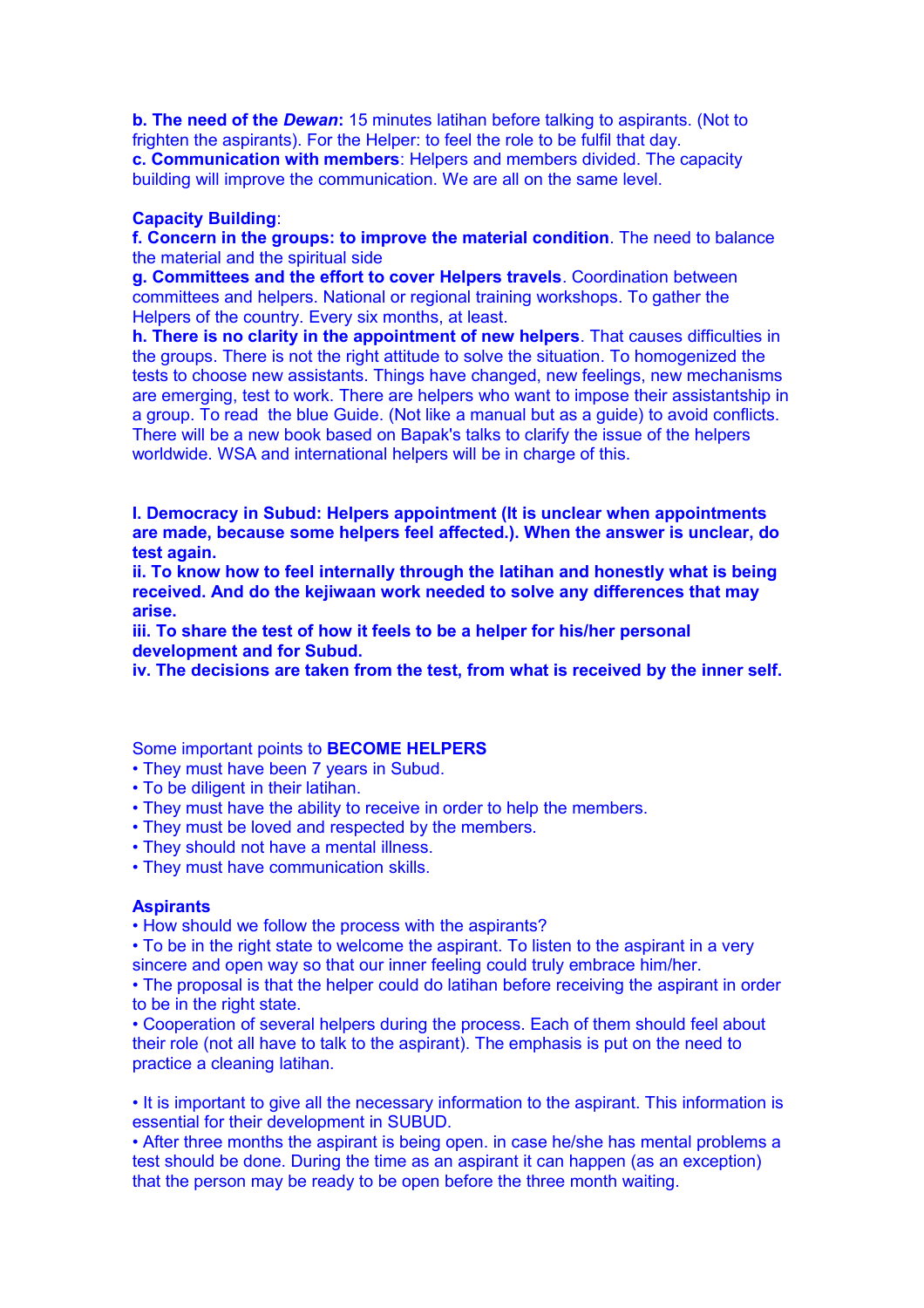**b. The need of the *Dewan*:** 15 minutes latihan before talking to aspirants. (Not to frighten the aspirants). For the Helper: to feel the role to be fulfil that day.
**c. Communication with members**: Helpers and members divided. The capacity building will improve the communication. We are all on the same level.

**Capacity Building**:
**f. Concern in the groups: to improve the material condition**. The need to balance the material and the spiritual side
**g. Committees and the effort to cover Helpers travels**. Coordination between committees and helpers. National or regional training workshops. To gather the Helpers of the country. Every six months, at least.
**h. There is no clarity in the appointment of new helpers**. That causes difficulties in the groups. There is not the right attitude to solve the situation. To homogenized the tests to choose new assistants. Things have changed, new feelings, new mechanisms are emerging, test to work. There are helpers who want to impose their assistantship in a group. To read the blue Guide. (Not like a manual but as a guide) to avoid conflicts. There will be a new book based on Bapak's talks to clarify the issue of the helpers worldwide. WSA and international helpers will be in charge of this.

**I. Democracy in Subud: Helpers appointment (It is unclear when appointments are made, because some helpers feel affected.). When the answer is unclear, do test again.**
**ii. To know how to feel internally through the latihan and honestly what is being received. And do the kejiwaan work needed to solve any differences that may arise.**
**iii. To share the test of how it feels to be a helper for his/her personal development and for Subud.**
**iv. The decisions are taken from the test, from what is received by the inner self.**

Some important points to **BECOME HELPERS**

- They must have been 7 years in Subud.
- To be diligent in their latihan.
- They must have the ability to receive in order to help the members.
- They must be loved and respected by the members.
- They should not have a mental illness.
- They must have communication skills.

**Aspirants**

- How should we follow the process with the aspirants?
- To be in the right state to welcome the aspirant. To listen to the aspirant in a very sincere and open way so that our inner feeling could truly embrace him/her.
- The proposal is that the helper could do latihan before receiving the aspirant in order to be in the right state.
- Cooperation of several helpers during the process. Each of them should feel about their role (not all have to talk to the aspirant). The emphasis is put on the need to practice a cleaning latihan.

- It is important to give all the necessary information to the aspirant. This information is essential for their development in SUBUD.
- After three months the aspirant is being open. in case he/she has mental problems a test should be done. During the time as an aspirant it can happen (as an exception) that the person may be ready to be open before the three month waiting.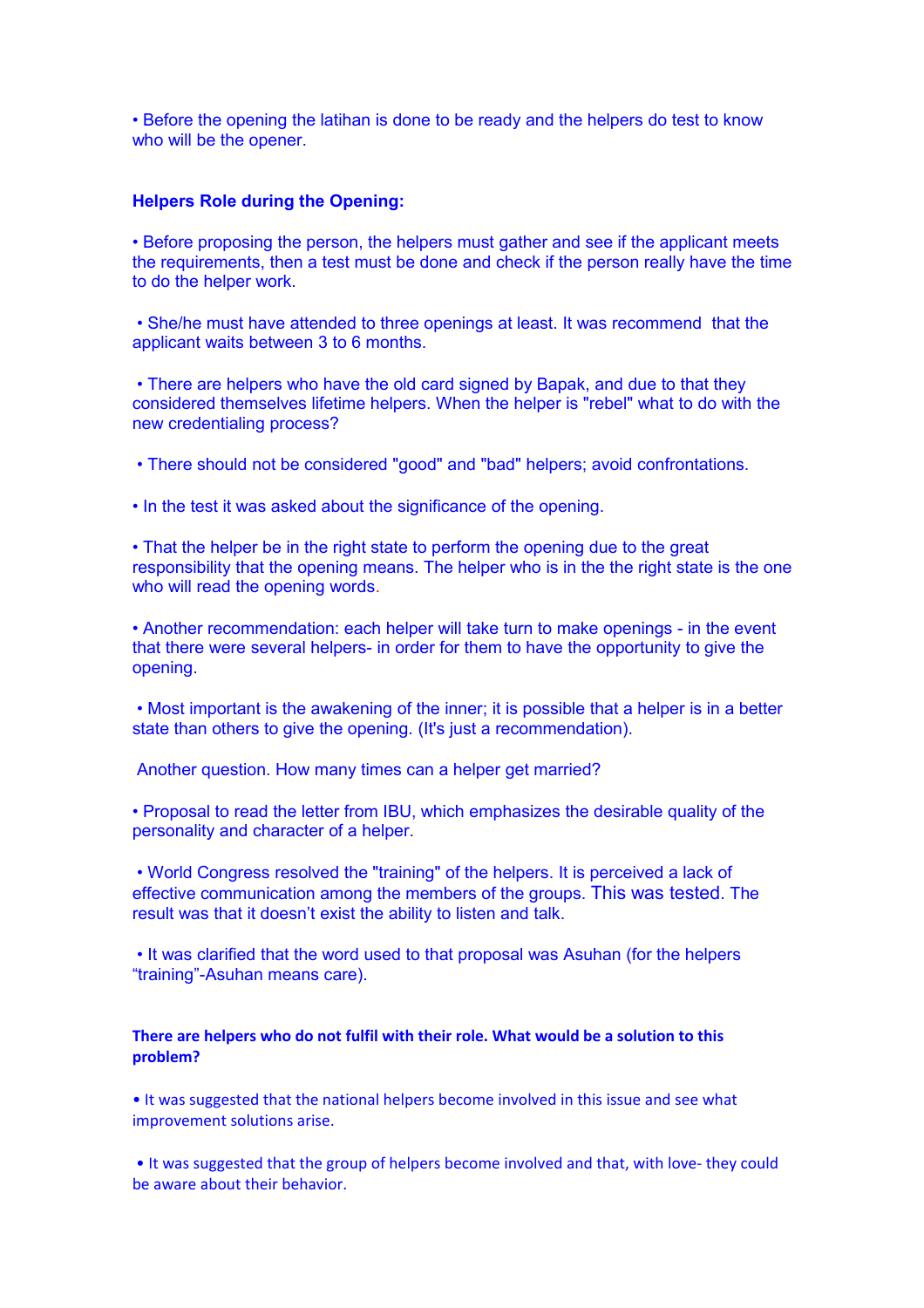• Before the opening the latihan is done to be ready and the helpers do test to know who will be the opener.

**Helpers Role during the Opening:**

• Before proposing the person, the helpers must gather and see if the applicant meets the requirements, then a test must be done and check if the person really have the time to do the helper work.

• She/he must have attended to three openings at least. It was recommend that the applicant waits between 3 to 6 months.

• There are helpers who have the old card signed by Bapak, and due to that they considered themselves lifetime helpers. When the helper is "rebel" what to do with the new credentialing process?

• There should not be considered "good" and "bad" helpers; avoid confrontations.

• In the test it was asked about the significance of the opening.

• That the helper be in the right state to perform the opening due to the great responsibility that the opening means. The helper who is in the the right state is the one who will read the opening words.

• Another recommendation: each helper will take turn to make openings - in the event that there were several helpers- in order for them to have the opportunity to give the opening.

• Most important is the awakening of the inner; it is possible that a helper is in a better state than others to give the opening. (It's just a recommendation).

Another question. How many times can a helper get married?

• Proposal to read the letter from IBU, which emphasizes the desirable quality of the personality and character of a helper.

• World Congress resolved the "training" of the helpers. It is perceived a lack of effective communication among the members of the groups. This was tested. The result was that it doesn't exist the ability to listen and talk.

• It was clarified that the word used to that proposal was Asuhan (for the helpers "training"-Asuhan means care).

**There are helpers who do not fulfil with their role. What would be a solution to this problem?**

• It was suggested that the national helpers become involved in this issue and see what improvement solutions arise.

• It was suggested that the group of helpers become involved and that, with love- they could be aware about their behavior.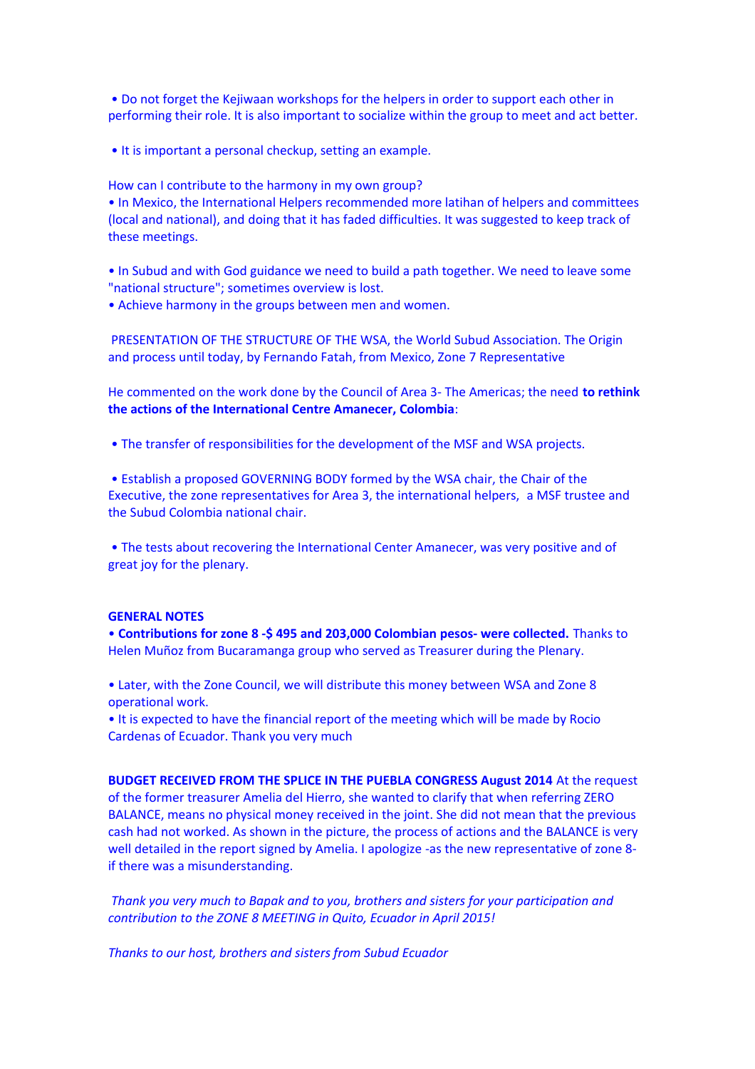- Do not forget the Kejiwaan workshops for the helpers in order to support each other in performing their role. It is also important to socialize within the group to meet and act better.

- It is important a personal checkup, setting an example.

How can I contribute to the harmony in my own group?

- In Mexico, the International Helpers recommended more latihan of helpers and committees (local and national), and doing that it has faded difficulties. It was suggested to keep track of these meetings.

- In Subud and with God guidance we need to build a path together. We need to leave some "national structure"; sometimes overview is lost.
- Achieve harmony in the groups between men and women.

PRESENTATION OF THE STRUCTURE OF THE WSA, the World Subud Association. The Origin and process until today, by Fernando Fatah, from Mexico, Zone 7 Representative

He commented on the work done by the Council of Area 3- The Americas; the need **to rethink the actions of the International Centre Amanecer, Colombia**:

- The transfer of responsibilities for the development of the MSF and WSA projects.

- Establish a proposed GOVERNING BODY formed by the WSA chair, the Chair of the Executive, the zone representatives for Area 3, the international helpers, a MSF trustee and the Subud Colombia national chair.

- The tests about recovering the International Center Amanecer, was very positive and of great joy for the plenary.

**GENERAL NOTES**

- **Contributions for zone 8 -$ 495 and 203,000 Colombian pesos- were collected.** Thanks to Helen Muñoz from Bucaramanga group who served as Treasurer during the Plenary.

- Later, with the Zone Council, we will distribute this money between WSA and Zone 8 operational work.
- It is expected to have the financial report of the meeting which will be made by Rocio Cardenas of Ecuador. Thank you very much

**BUDGET RECEIVED FROM THE SPLICE IN THE PUEBLA CONGRESS August 2014** At the request of the former treasurer Amelia del Hierro, she wanted to clarify that when referring ZERO BALANCE, means no physical money received in the joint. She did not mean that the previous cash had not worked. As shown in the picture, the process of actions and the BALANCE is very well detailed in the report signed by Amelia. I apologize -as the new representative of zone 8- if there was a misunderstanding.

*Thank you very much to Bapak and to you, brothers and sisters for your participation and contribution to the ZONE 8 MEETING in Quito, Ecuador in April 2015!*

*Thanks to our host, brothers and sisters from Subud Ecuador*